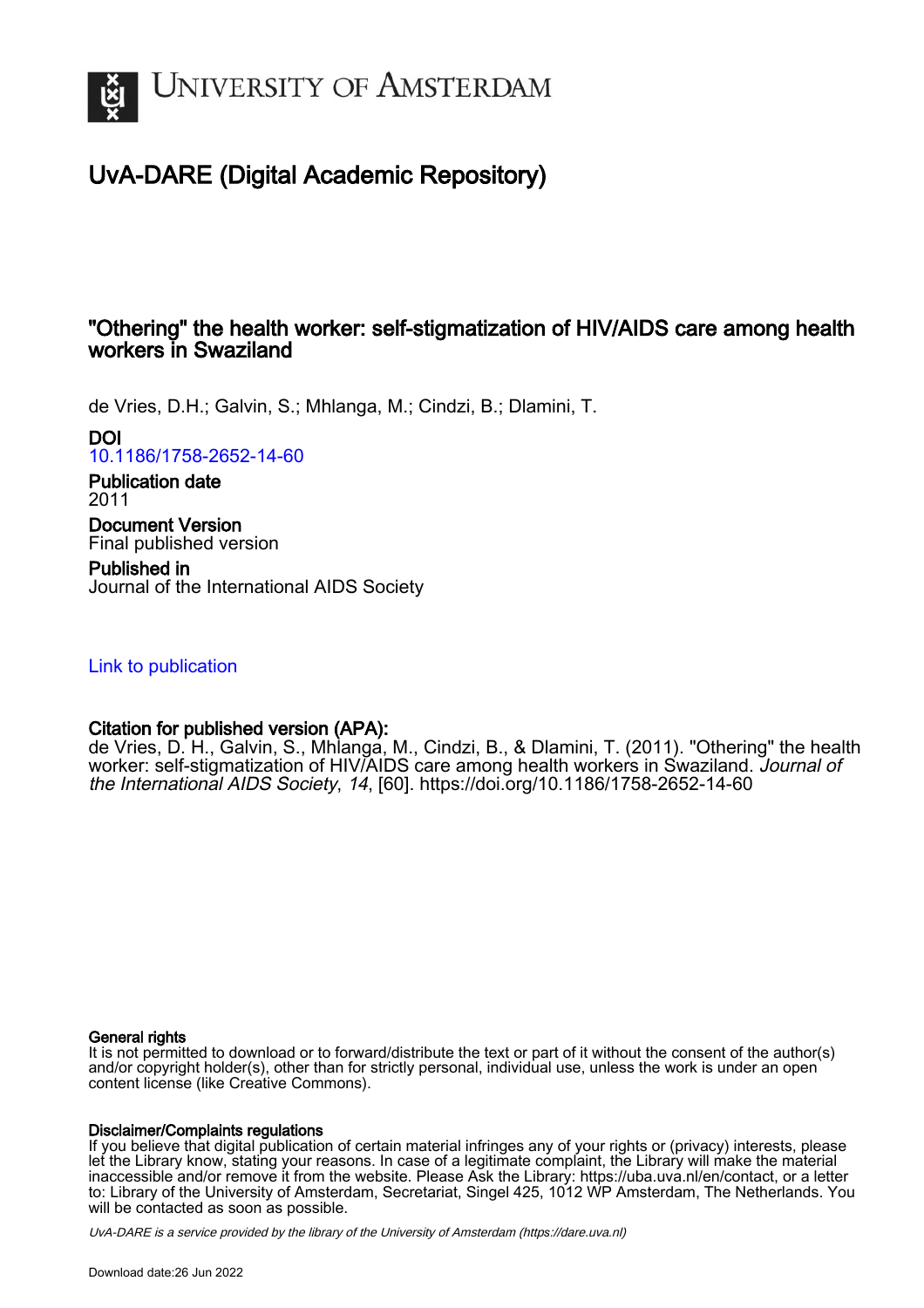# University of Amsterdam

## UvA-DARE (Digital Academic Repository)

### "Othering" the health worker: self-stigmatization of HIV/AIDS care among health workers in Swaziland

de Vries, D.H.; Galvin, S.; Mhlanga, M.; Cindzi, B.; Dlamini, T.

**DOI**
10.1186/1758-2652-14-60

**Publication date**
2011

**Document Version**
Final published version

**Published in**
Journal of the International AIDS Society

Link to publication

**Citation for published version (APA):**
de Vries, D. H., Galvin, S., Mhlanga, M., Cindzi, B., & Dlamini, T. (2011). "Othering" the health worker: self-stigmatization of HIV/AIDS care among health workers in Swaziland. *Journal of the International AIDS Society*, *14*, [60]. https://doi.org/10.1186/1758-2652-14-60

**General rights**
It is not permitted to download or to forward/distribute the text or part of it without the consent of the author(s) and/or copyright holder(s), other than for strictly personal, individual use, unless the work is under an open content license (like Creative Commons).

**Disclaimer/Complaints regulations**
If you believe that digital publication of certain material infringes any of your rights or (privacy) interests, please let the Library know, stating your reasons. In case of a legitimate complaint, the Library will make the material inaccessible and/or remove it from the website. Please Ask the Library: https://uba.uva.nl/en/contact, or a letter to: Library of the University of Amsterdam, Secretariat, Singel 425, 1012 WP Amsterdam, The Netherlands. You will be contacted as soon as possible.

*UvA-DARE is a service provided by the library of the University of Amsterdam (https://dare.uva.nl)*

Download date:26 Jun 2022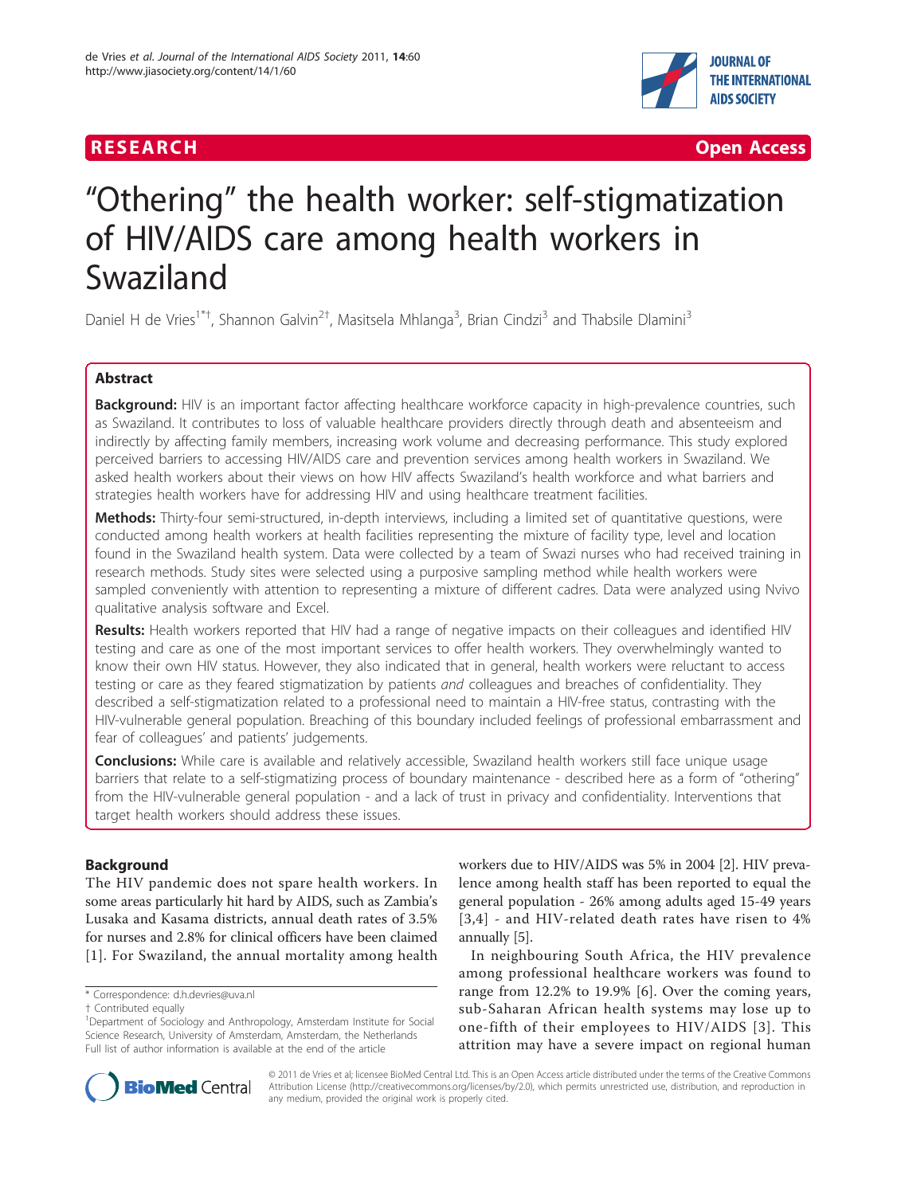# "Othering" the health worker: self-stigmatization of HIV/AIDS care among health workers in Swaziland

Daniel H de Vries[1*†], Shannon Galvin[2†], Masitsela Mhlanga[3], Brian Cindzi[3] and Thabsile Dlamini[3]

## Abstract

**Background:** HIV is an important factor affecting healthcare workforce capacity in high-prevalence countries, such as Swaziland. It contributes to loss of valuable healthcare providers directly through death and absenteeism and indirectly by affecting family members, increasing work volume and decreasing performance. This study explored perceived barriers to accessing HIV/AIDS care and prevention services among health workers in Swaziland. We asked health workers about their views on how HIV affects Swaziland's health workforce and what barriers and strategies health workers have for addressing HIV and using healthcare treatment facilities.

**Methods:** Thirty-four semi-structured, in-depth interviews, including a limited set of quantitative questions, were conducted among health workers at health facilities representing the mixture of facility type, level and location found in the Swaziland health system. Data were collected by a team of Swazi nurses who had received training in research methods. Study sites were selected using a purposive sampling method while health workers were sampled conveniently with attention to representing a mixture of different cadres. Data were analyzed using Nvivo qualitative analysis software and Excel.

**Results:** Health workers reported that HIV had a range of negative impacts on their colleagues and identified HIV testing and care as one of the most important services to offer health workers. They overwhelmingly wanted to know their own HIV status. However, they also indicated that in general, health workers were reluctant to access testing or care as they feared stigmatization by patients *and* colleagues and breaches of confidentiality. They described a self-stigmatization related to a professional need to maintain a HIV-free status, contrasting with the HIV-vulnerable general population. Breaching of this boundary included feelings of professional embarrassment and fear of colleagues' and patients' judgements.

**Conclusions:** While care is available and relatively accessible, Swaziland health workers still face unique usage barriers that relate to a self-stigmatizing process of boundary maintenance - described here as a form of "othering" from the HIV-vulnerable general population - and a lack of trust in privacy and confidentiality. Interventions that target health workers should address these issues.

## Background

The HIV pandemic does not spare health workers. In some areas particularly hit hard by AIDS, such as Zambia's Lusaka and Kasama districts, annual death rates of 3.5% for nurses and 2.8% for clinical officers have been claimed [1]. For Swaziland, the annual mortality among health workers due to HIV/AIDS was 5% in 2004 [2]. HIV prevalence among health staff has been reported to equal the general population - 26% among adults aged 15-49 years [3,4] - and HIV-related death rates have risen to 4% annually [5].

In neighbouring South Africa, the HIV prevalence among professional healthcare workers was found to range from 12.2% to 19.9% [6]. Over the coming years, sub-Saharan African health systems may lose up to one-fifth of their employees to HIV/AIDS [3]. This attrition may have a severe impact on regional human

\* Correspondence: d.h.devries@uva.nl
† Contributed equally
[1]Department of Sociology and Anthropology, Amsterdam Institute for Social Science Research, University of Amsterdam, Amsterdam, the Netherlands
Full list of author information is available at the end of the article

© 2011 de Vries et al; licensee BioMed Central Ltd. This is an Open Access article distributed under the terms of the Creative Commons Attribution License (http://creativecommons.org/licenses/by/2.0), which permits unrestricted use, distribution, and reproduction in any medium, provided the original work is properly cited.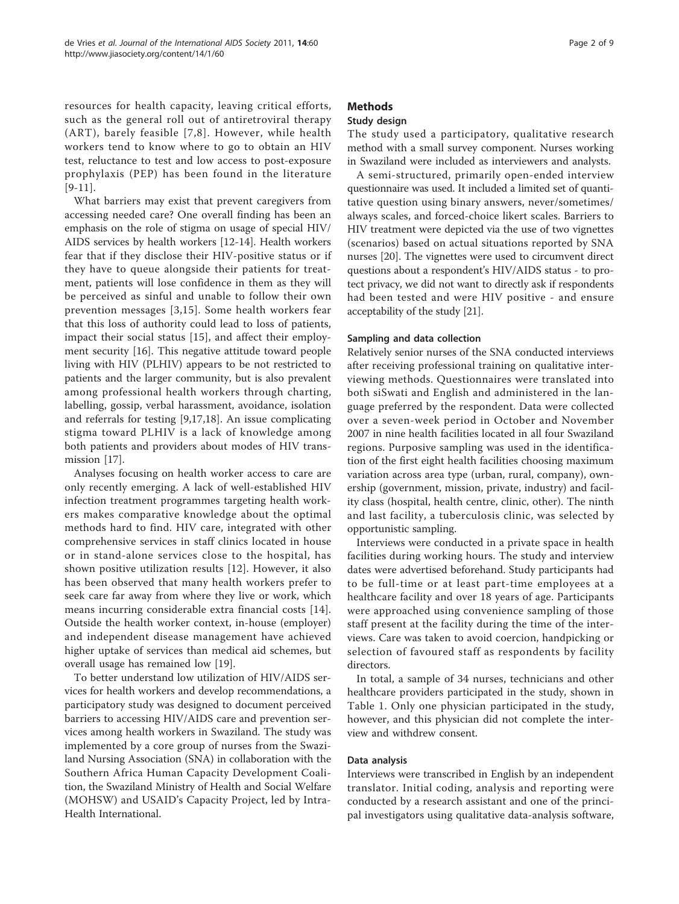resources for health capacity, leaving critical efforts, such as the general roll out of antiretroviral therapy (ART), barely feasible [7,8]. However, while health workers tend to know where to go to obtain an HIV test, reluctance to test and low access to post-exposure prophylaxis (PEP) has been found in the literature [9-11].

What barriers may exist that prevent caregivers from accessing needed care? One overall finding has been an emphasis on the role of stigma on usage of special HIV/AIDS services by health workers [12-14]. Health workers fear that if they disclose their HIV-positive status or if they have to queue alongside their patients for treatment, patients will lose confidence in them as they will be perceived as sinful and unable to follow their own prevention messages [3,15]. Some health workers fear that this loss of authority could lead to loss of patients, impact their social status [15], and affect their employment security [16]. This negative attitude toward people living with HIV (PLHIV) appears to be not restricted to patients and the larger community, but is also prevalent among professional health workers through charting, labelling, gossip, verbal harassment, avoidance, isolation and referrals for testing [9,17,18]. An issue complicating stigma toward PLHIV is a lack of knowledge among both patients and providers about modes of HIV transmission [17].

Analyses focusing on health worker access to care are only recently emerging. A lack of well-established HIV infection treatment programmes targeting health workers makes comparative knowledge about the optimal methods hard to find. HIV care, integrated with other comprehensive services in staff clinics located in house or in stand-alone services close to the hospital, has shown positive utilization results [12]. However, it also has been observed that many health workers prefer to seek care far away from where they live or work, which means incurring considerable extra financial costs [14]. Outside the health worker context, in-house (employer) and independent disease management have achieved higher uptake of services than medical aid schemes, but overall usage has remained low [19].

To better understand low utilization of HIV/AIDS services for health workers and develop recommendations, a participatory study was designed to document perceived barriers to accessing HIV/AIDS care and prevention services among health workers in Swaziland. The study was implemented by a core group of nurses from the Swaziland Nursing Association (SNA) in collaboration with the Southern Africa Human Capacity Development Coalition, the Swaziland Ministry of Health and Social Welfare (MOHSW) and USAID's Capacity Project, led by IntraHealth International.

## Methods

### Study design

The study used a participatory, qualitative research method with a small survey component. Nurses working in Swaziland were included as interviewers and analysts.

A semi-structured, primarily open-ended interview questionnaire was used. It included a limited set of quantitative question using binary answers, never/sometimes/always scales, and forced-choice likert scales. Barriers to HIV treatment were depicted via the use of two vignettes (scenarios) based on actual situations reported by SNA nurses [20]. The vignettes were used to circumvent direct questions about a respondent's HIV/AIDS status - to protect privacy, we did not want to directly ask if respondents had been tested and were HIV positive - and ensure acceptability of the study [21].

### Sampling and data collection

Relatively senior nurses of the SNA conducted interviews after receiving professional training on qualitative interviewing methods. Questionnaires were translated into both siSwati and English and administered in the language preferred by the respondent. Data were collected over a seven-week period in October and November 2007 in nine health facilities located in all four Swaziland regions. Purposive sampling was used in the identification of the first eight health facilities choosing maximum variation across area type (urban, rural, company), ownership (government, mission, private, industry) and facility class (hospital, health centre, clinic, other). The ninth and last facility, a tuberculosis clinic, was selected by opportunistic sampling.

Interviews were conducted in a private space in health facilities during working hours. The study and interview dates were advertised beforehand. Study participants had to be full-time or at least part-time employees at a healthcare facility and over 18 years of age. Participants were approached using convenience sampling of those staff present at the facility during the time of the interviews. Care was taken to avoid coercion, handpicking or selection of favoured staff as respondents by facility directors.

In total, a sample of 34 nurses, technicians and other healthcare providers participated in the study, shown in Table 1. Only one physician participated in the study, however, and this physician did not complete the interview and withdrew consent.

### Data analysis

Interviews were transcribed in English by an independent translator. Initial coding, analysis and reporting were conducted by a research assistant and one of the principal investigators using qualitative data-analysis software,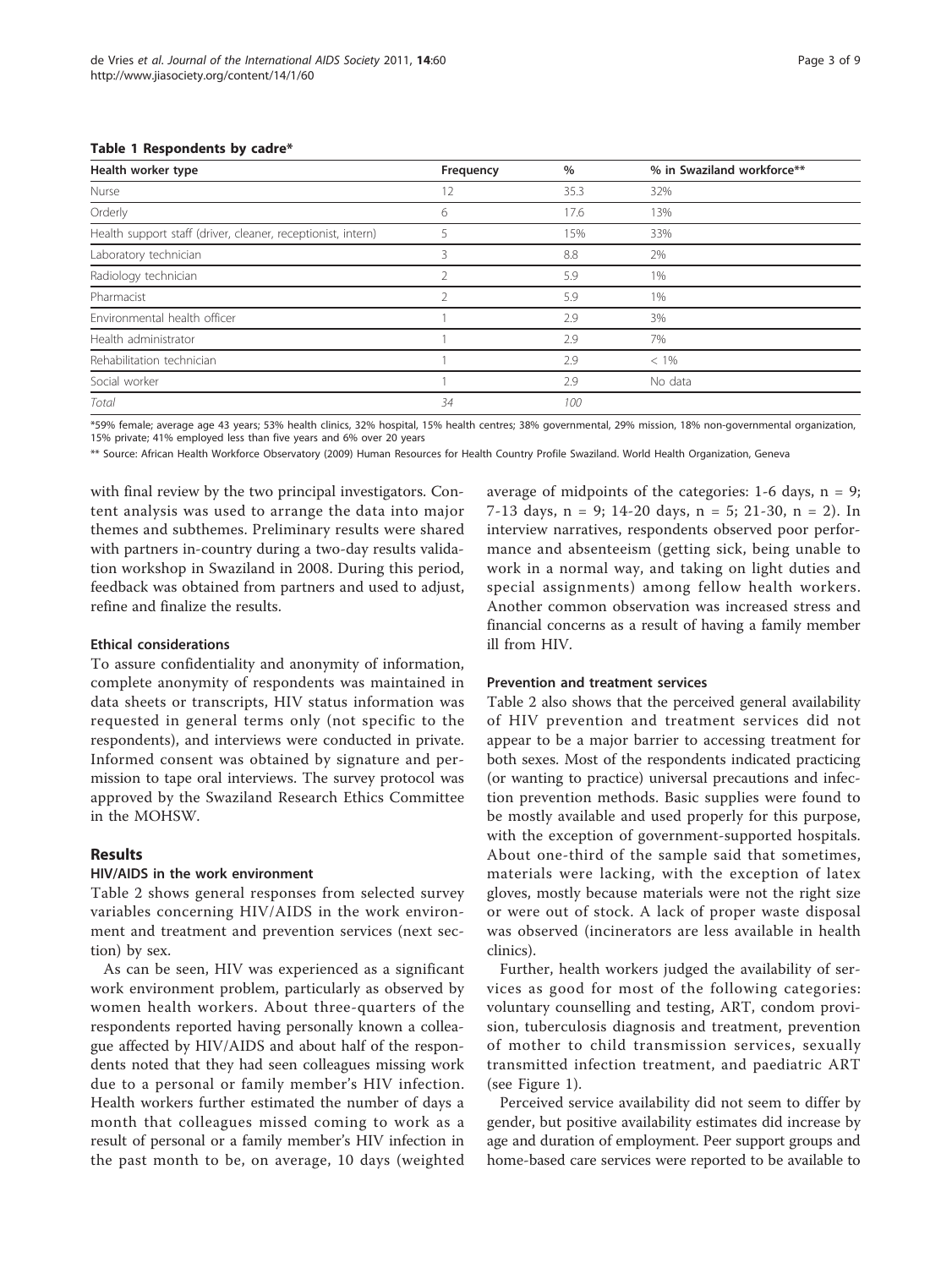**Table 1 Respondents by cadre***

| Health worker type | Frequency | % | % in Swaziland workforce** |
|---|---|---|---|
| Nurse | 12 | 35.3 | 32% |
| Orderly | 6 | 17.6 | 13% |
| Health support staff (driver, cleaner, receptionist, intern) | 5 | 15% | 33% |
| Laboratory technician | 3 | 8.8 | 2% |
| Radiology technician | 2 | 5.9 | 1% |
| Pharmacist | 2 | 5.9 | 1% |
| Environmental health officer | 1 | 2.9 | 3% |
| Health administrator | 1 | 2.9 | 7% |
| Rehabilitation technician | 1 | 2.9 | < 1% |
| Social worker | 1 | 2.9 | No data |
| *Total* | *34* | *100* | |

*59% female; average age 43 years; 53% health clinics, 32% hospital, 15% health centres; 38% governmental, 29% mission, 18% non-governmental organization, 15% private; 41% employed less than five years and 6% over 20 years

** Source: African Health Workforce Observatory (2009) Human Resources for Health Country Profile Swaziland. World Health Organization, Geneva

with final review by the two principal investigators. Content analysis was used to arrange the data into major themes and subthemes. Preliminary results were shared with partners in-country during a two-day results validation workshop in Swaziland in 2008. During this period, feedback was obtained from partners and used to adjust, refine and finalize the results.

### Ethical considerations

To assure confidentiality and anonymity of information, complete anonymity of respondents was maintained in data sheets or transcripts, HIV status information was requested in general terms only (not specific to the respondents), and interviews were conducted in private. Informed consent was obtained by signature and permission to tape oral interviews. The survey protocol was approved by the Swaziland Research Ethics Committee in the MOHSW.

## Results

### HIV/AIDS in the work environment

Table 2 shows general responses from selected survey variables concerning HIV/AIDS in the work environment and treatment and prevention services (next section) by sex.

As can be seen, HIV was experienced as a significant work environment problem, particularly as observed by women health workers. About three-quarters of the respondents reported having personally known a colleague affected by HIV/AIDS and about half of the respondents noted that they had seen colleagues missing work due to a personal or family member's HIV infection. Health workers further estimated the number of days a month that colleagues missed coming to work as a result of personal or a family member's HIV infection in the past month to be, on average, 10 days (weighted average of midpoints of the categories: 1-6 days, n = 9; 7-13 days, n = 9; 14-20 days, n = 5; 21-30, n = 2). In interview narratives, respondents observed poor performance and absenteeism (getting sick, being unable to work in a normal way, and taking on light duties and special assignments) among fellow health workers. Another common observation was increased stress and financial concerns as a result of having a family member ill from HIV.

### Prevention and treatment services

Table 2 also shows that the perceived general availability of HIV prevention and treatment services did not appear to be a major barrier to accessing treatment for both sexes. Most of the respondents indicated practicing (or wanting to practice) universal precautions and infection prevention methods. Basic supplies were found to be mostly available and used properly for this purpose, with the exception of government-supported hospitals. About one-third of the sample said that sometimes, materials were lacking, with the exception of latex gloves, mostly because materials were not the right size or were out of stock. A lack of proper waste disposal was observed (incinerators are less available in health clinics).

Further, health workers judged the availability of services as good for most of the following categories: voluntary counselling and testing, ART, condom provision, tuberculosis diagnosis and treatment, prevention of mother to child transmission services, sexually transmitted infection treatment, and paediatric ART (see Figure 1).

Perceived service availability did not seem to differ by gender, but positive availability estimates did increase by age and duration of employment. Peer support groups and home-based care services were reported to be available to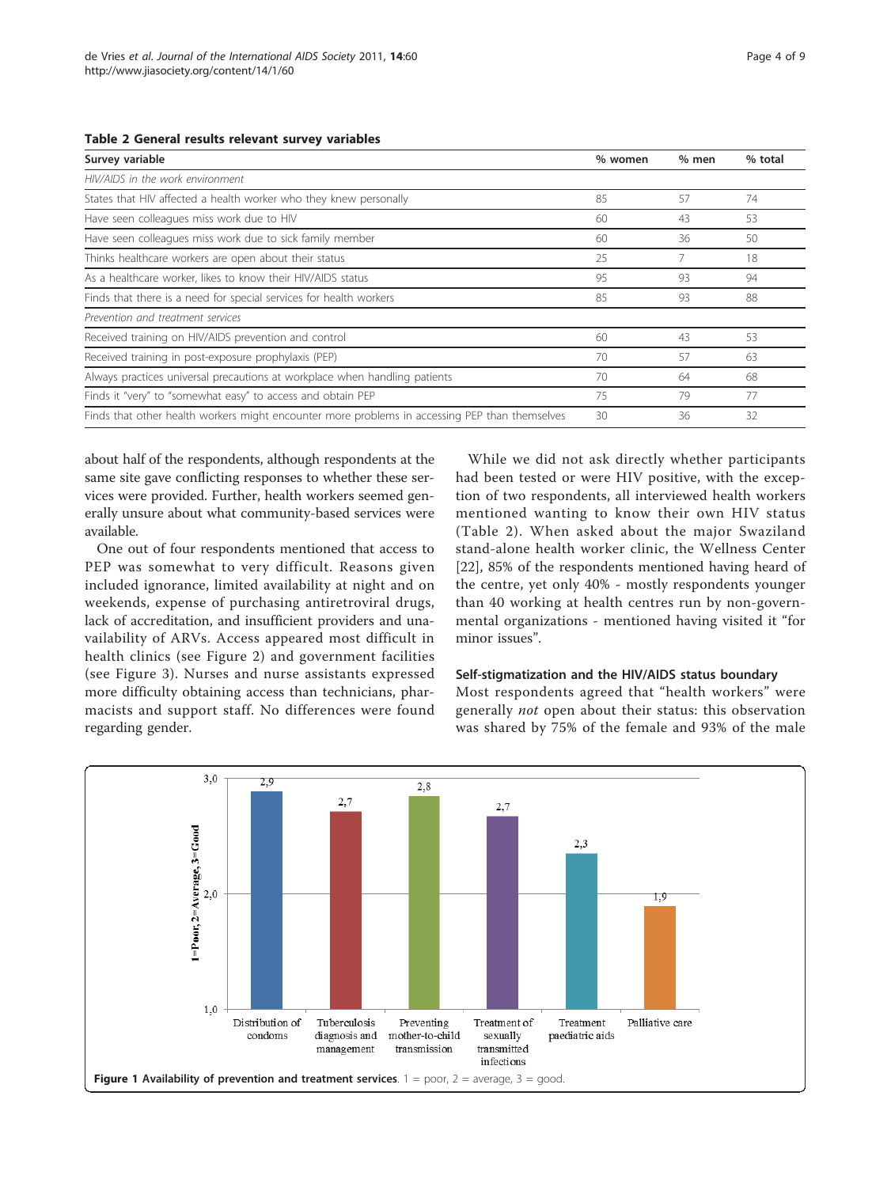**Table 2 General results relevant survey variables**

| Survey variable | % women | % men | % total |
|---|---|---|---|
| *HIV/AIDS in the work environment* | | | |
| States that HIV affected a health worker who they knew personally | 85 | 57 | 74 |
| Have seen colleagues miss work due to HIV | 60 | 43 | 53 |
| Have seen colleagues miss work due to sick family member | 60 | 36 | 50 |
| Thinks healthcare workers are open about their status | 25 | 7 | 18 |
| As a healthcare worker, likes to know their HIV/AIDS status | 95 | 93 | 94 |
| Finds that there is a need for special services for health workers | 85 | 93 | 88 |
| *Prevention and treatment services* | | | |
| Received training on HIV/AIDS prevention and control | 60 | 43 | 53 |
| Received training in post-exposure prophylaxis (PEP) | 70 | 57 | 63 |
| Always practices universal precautions at workplace when handling patients | 70 | 64 | 68 |
| Finds it "very" to "somewhat easy" to access and obtain PEP | 75 | 79 | 77 |
| Finds that other health workers might encounter more problems in accessing PEP than themselves | 30 | 36 | 32 |

about half of the respondents, although respondents at the same site gave conflicting responses to whether these services were provided. Further, health workers seemed generally unsure about what community-based services were available.

One out of four respondents mentioned that access to PEP was somewhat to very difficult. Reasons given included ignorance, limited availability at night and on weekends, expense of purchasing antiretroviral drugs, lack of accreditation, and insufficient providers and unavailability of ARVs. Access appeared most difficult in health clinics (see Figure 2) and government facilities (see Figure 3). Nurses and nurse assistants expressed more difficulty obtaining access than technicians, pharmacists and support staff. No differences were found regarding gender.

While we did not ask directly whether participants had been tested or were HIV positive, with the exception of two respondents, all interviewed health workers mentioned wanting to know their own HIV status (Table 2). When asked about the major Swaziland stand-alone health worker clinic, the Wellness Center [22], 85% of the respondents mentioned having heard of the centre, yet only 40% - mostly respondents younger than 40 working at health centres run by non-governmental organizations - mentioned having visited it "for minor issues".

### Self-stigmatization and the HIV/AIDS status boundary

Most respondents agreed that "health workers" were generally *not* open about their status: this observation was shared by 75% of the female and 93% of the male

**Figure 1 Availability of prevention and treatment services**. 1 = poor, 2 = average, 3 = good.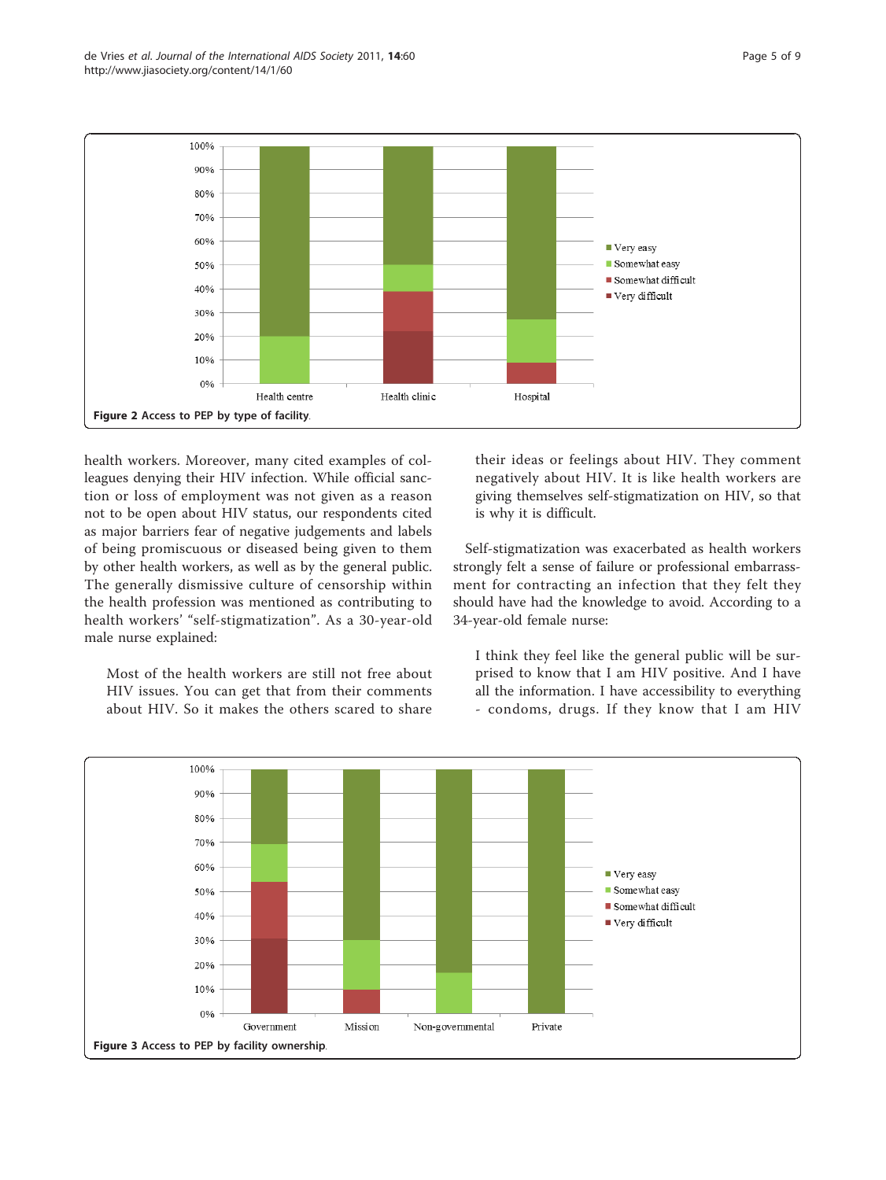Figure 2 Access to PEP by type of facility.

health workers. Moreover, many cited examples of colleagues denying their HIV infection. While official sanction or loss of employment was not given as a reason not to be open about HIV status, our respondents cited as major barriers fear of negative judgements and labels of being promiscuous or diseased being given to them by other health workers, as well as by the general public. The generally dismissive culture of censorship within the health profession was mentioned as contributing to health workers' "self-stigmatization". As a 30-year-old male nurse explained:

> Most of the health workers are still not free about HIV issues. You can get that from their comments about HIV. So it makes the others scared to share their ideas or feelings about HIV. They comment negatively about HIV. It is like health workers are giving themselves self-stigmatization on HIV, so that is why it is difficult.

Self-stigmatization was exacerbated as health workers strongly felt a sense of failure or professional embarrassment for contracting an infection that they felt they should have had the knowledge to avoid. According to a 34-year-old female nurse:

> I think they feel like the general public will be surprised to know that I am HIV positive. And I have all the information. I have accessibility to everything - condoms, drugs. If they know that I am HIV

Figure 3 Access to PEP by facility ownership.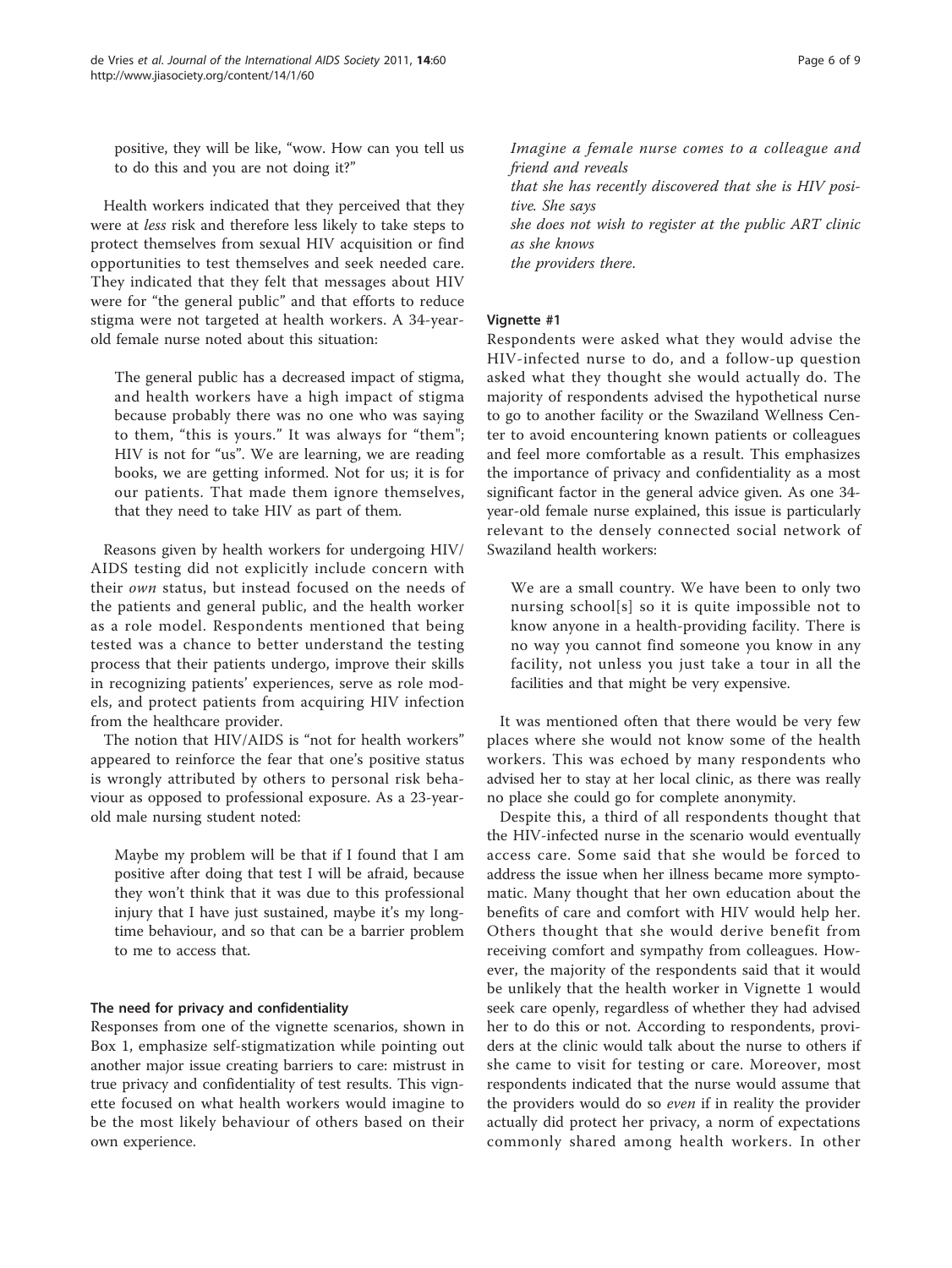positive, they will be like, "wow. How can you tell us to do this and you are not doing it?"

Health workers indicated that they perceived that they were at *less* risk and therefore less likely to take steps to protect themselves from sexual HIV acquisition or find opportunities to test themselves and seek needed care. They indicated that they felt that messages about HIV were for "the general public" and that efforts to reduce stigma were not targeted at health workers. A 34-year-old female nurse noted about this situation:

> The general public has a decreased impact of stigma, and health workers have a high impact of stigma because probably there was no one who was saying to them, "this is yours." It was always for "them"; HIV is not for "us". We are learning, we are reading books, we are getting informed. Not for us; it is for our patients. That made them ignore themselves, that they need to take HIV as part of them.

Reasons given by health workers for undergoing HIV/AIDS testing did not explicitly include concern with their *own* status, but instead focused on the needs of the patients and general public, and the health worker as a role model. Respondents mentioned that being tested was a chance to better understand the testing process that their patients undergo, improve their skills in recognizing patients' experiences, serve as role models, and protect patients from acquiring HIV infection from the healthcare provider.

The notion that HIV/AIDS is "not for health workers" appeared to reinforce the fear that one's positive status is wrongly attributed by others to personal risk behaviour as opposed to professional exposure. As a 23-year-old male nursing student noted:

> Maybe my problem will be that if I found that I am positive after doing that test I will be afraid, because they won't think that it was due to this professional injury that I have just sustained, maybe it's my long-time behaviour, and so that can be a barrier problem to me to access that.

### The need for privacy and confidentiality

Responses from one of the vignette scenarios, shown in Box 1, emphasize self-stigmatization while pointing out another major issue creating barriers to care: mistrust in true privacy and confidentiality of test results. This vignette focused on what health workers would imagine to be the most likely behaviour of others based on their own experience.

> *Imagine a female nurse comes to a colleague and friend and reveals*
> *that she has recently discovered that she is HIV positive. She says*
> *she does not wish to register at the public ART clinic as she knows*
> *the providers there.*

#### Vignette #1

Respondents were asked what they would advise the HIV-infected nurse to do, and a follow-up question asked what they thought she would actually do. The majority of respondents advised the hypothetical nurse to go to another facility or the Swaziland Wellness Center to avoid encountering known patients or colleagues and feel more comfortable as a result. This emphasizes the importance of privacy and confidentiality as a most significant factor in the general advice given. As one 34-year-old female nurse explained, this issue is particularly relevant to the densely connected social network of Swaziland health workers:

> We are a small country. We have been to only two nursing school[s] so it is quite impossible not to know anyone in a health-providing facility. There is no way you cannot find someone you know in any facility, not unless you just take a tour in all the facilities and that might be very expensive.

It was mentioned often that there would be very few places where she would not know some of the health workers. This was echoed by many respondents who advised her to stay at her local clinic, as there was really no place she could go for complete anonymity.

Despite this, a third of all respondents thought that the HIV-infected nurse in the scenario would eventually access care. Some said that she would be forced to address the issue when her illness became more symptomatic. Many thought that her own education about the benefits of care and comfort with HIV would help her. Others thought that she would derive benefit from receiving comfort and sympathy from colleagues. However, the majority of the respondents said that it would be unlikely that the health worker in Vignette 1 would seek care openly, regardless of whether they had advised her to do this or not. According to respondents, providers at the clinic would talk about the nurse to others if she came to visit for testing or care. Moreover, most respondents indicated that the nurse would assume that the providers would do so *even* if in reality the provider actually did protect her privacy, a norm of expectations commonly shared among health workers. In other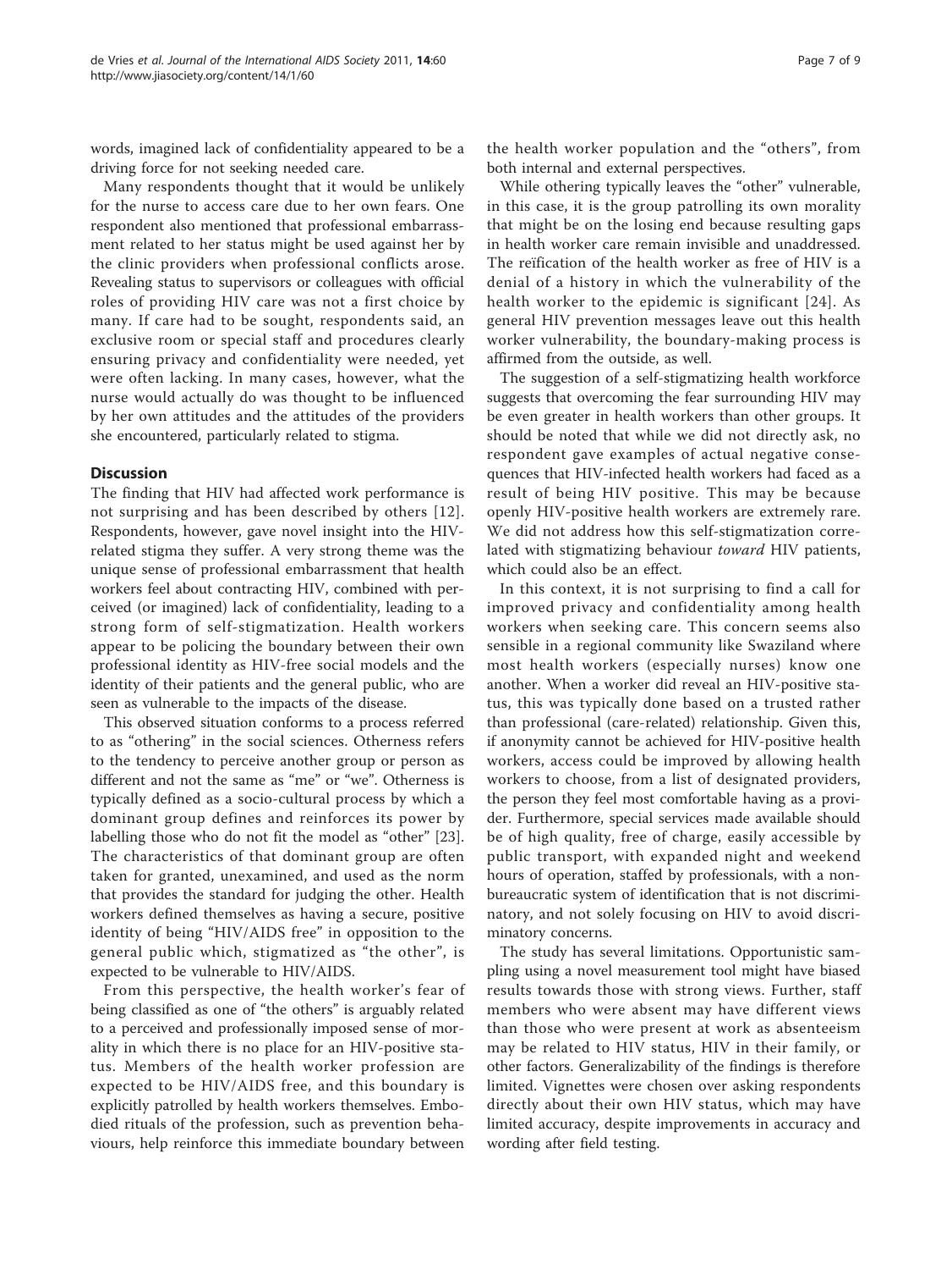words, imagined lack of confidentiality appeared to be a driving force for not seeking needed care.

Many respondents thought that it would be unlikely for the nurse to access care due to her own fears. One respondent also mentioned that professional embarrassment related to her status might be used against her by the clinic providers when professional conflicts arose. Revealing status to supervisors or colleagues with official roles of providing HIV care was not a first choice by many. If care had to be sought, respondents said, an exclusive room or special staff and procedures clearly ensuring privacy and confidentiality were needed, yet were often lacking. In many cases, however, what the nurse would actually do was thought to be influenced by her own attitudes and the attitudes of the providers she encountered, particularly related to stigma.

## Discussion

The finding that HIV had affected work performance is not surprising and has been described by others [12]. Respondents, however, gave novel insight into the HIV-related stigma they suffer. A very strong theme was the unique sense of professional embarrassment that health workers feel about contracting HIV, combined with perceived (or imagined) lack of confidentiality, leading to a strong form of self-stigmatization. Health workers appear to be policing the boundary between their own professional identity as HIV-free social models and the identity of their patients and the general public, who are seen as vulnerable to the impacts of the disease.

This observed situation conforms to a process referred to as "othering" in the social sciences. Otherness refers to the tendency to perceive another group or person as different and not the same as "me" or "we". Otherness is typically defined as a socio-cultural process by which a dominant group defines and reinforces its power by labelling those who do not fit the model as "other" [23]. The characteristics of that dominant group are often taken for granted, unexamined, and used as the norm that provides the standard for judging the other. Health workers defined themselves as having a secure, positive identity of being "HIV/AIDS free" in opposition to the general public which, stigmatized as "the other", is expected to be vulnerable to HIV/AIDS.

From this perspective, the health worker's fear of being classified as one of "the others" is arguably related to a perceived and professionally imposed sense of morality in which there is no place for an HIV-positive status. Members of the health worker profession are expected to be HIV/AIDS free, and this boundary is explicitly patrolled by health workers themselves. Embodied rituals of the profession, such as prevention behaviours, help reinforce this immediate boundary between the health worker population and the "others", from both internal and external perspectives.

While othering typically leaves the "other" vulnerable, in this case, it is the group patrolling its own morality that might be on the losing end because resulting gaps in health worker care remain invisible and unaddressed. The reïfication of the health worker as free of HIV is a denial of a history in which the vulnerability of the health worker to the epidemic is significant [24]. As general HIV prevention messages leave out this health worker vulnerability, the boundary-making process is affirmed from the outside, as well.

The suggestion of a self-stigmatizing health workforce suggests that overcoming the fear surrounding HIV may be even greater in health workers than other groups. It should be noted that while we did not directly ask, no respondent gave examples of actual negative consequences that HIV-infected health workers had faced as a result of being HIV positive. This may be because openly HIV-positive health workers are extremely rare. We did not address how this self-stigmatization correlated with stigmatizing behaviour *toward* HIV patients, which could also be an effect.

In this context, it is not surprising to find a call for improved privacy and confidentiality among health workers when seeking care. This concern seems also sensible in a regional community like Swaziland where most health workers (especially nurses) know one another. When a worker did reveal an HIV-positive status, this was typically done based on a trusted rather than professional (care-related) relationship. Given this, if anonymity cannot be achieved for HIV-positive health workers, access could be improved by allowing health workers to choose, from a list of designated providers, the person they feel most comfortable having as a provider. Furthermore, special services made available should be of high quality, free of charge, easily accessible by public transport, with expanded night and weekend hours of operation, staffed by professionals, with a non-bureaucratic system of identification that is not discriminatory, and not solely focusing on HIV to avoid discriminatory concerns.

The study has several limitations. Opportunistic sampling using a novel measurement tool might have biased results towards those with strong views. Further, staff members who were absent may have different views than those who were present at work as absenteeism may be related to HIV status, HIV in their family, or other factors. Generalizability of the findings is therefore limited. Vignettes were chosen over asking respondents directly about their own HIV status, which may have limited accuracy, despite improvements in accuracy and wording after field testing.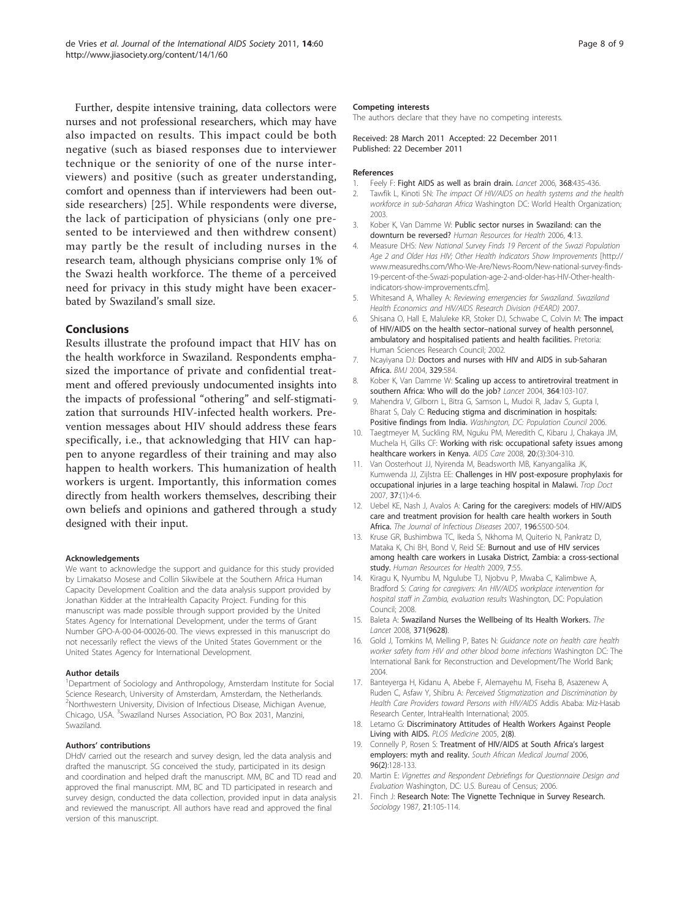Further, despite intensive training, data collectors were nurses and not professional researchers, which may have also impacted on results. This impact could be both negative (such as biased responses due to interviewer technique or the seniority of one of the nurse interviewers) and positive (such as greater understanding, comfort and openness than if interviewers had been outside researchers) [25]. While respondents were diverse, the lack of participation of physicians (only one presented to be interviewed and then withdrew consent) may partly be the result of including nurses in the research team, although physicians comprise only 1% of the Swazi health workforce. The theme of a perceived need for privacy in this study might have been exacerbated by Swaziland's small size.

## Conclusions

Results illustrate the profound impact that HIV has on the health workforce in Swaziland. Respondents emphasized the importance of private and confidential treatment and offered previously undocumented insights into the impacts of professional "othering" and self-stigmatization that surrounds HIV-infected health workers. Prevention messages about HIV should address these fears specifically, i.e., that acknowledging that HIV can happen to anyone regardless of their training and may also happen to health workers. This humanization of health workers is urgent. Importantly, this information comes directly from health workers themselves, describing their own beliefs and opinions and gathered through a study designed with their input.

#### Acknowledgements

We want to acknowledge the support and guidance for this study provided by Limakatso Mosese and Collin Sikwibele at the Southern Africa Human Capacity Development Coalition and the data analysis support provided by Jonathan Kidder at the IntraHealth Capacity Project. Funding for this manuscript was made possible through support provided by the United States Agency for International Development, under the terms of Grant Number GPO-A-00-04-00026-00. The views expressed in this manuscript do not necessarily reflect the views of the United States Government or the United States Agency for International Development.

#### Author details

[1]Department of Sociology and Anthropology, Amsterdam Institute for Social Science Research, University of Amsterdam, Amsterdam, the Netherlands. [2]Northwestern University, Division of Infectious Disease, Michigan Avenue, Chicago, USA. [3]Swaziland Nurses Association, PO Box 2031, Manzini, Swaziland.

#### Authors' contributions

DHdV carried out the research and survey design, led the data analysis and drafted the manuscript. SG conceived the study, participated in its design and coordination and helped draft the manuscript. MM, BC and TD read and approved the final manuscript. MM, BC and TD participated in research and survey design, conducted the data collection, provided input in data analysis and reviewed the manuscript. All authors have read and approved the final version of this manuscript.

#### Competing interests

The authors declare that they have no competing interests.

Received: 28 March 2011 Accepted: 22 December 2011
Published: 22 December 2011

#### References

1. Feely F: **Fight AIDS as well as brain drain.** *Lancet* 2006, **368**:435-436.
2. Tawfik L, Kinoti SN: *The impact Of HIV/AIDS on health systems and the health workforce in sub-Saharan Africa* Washington DC: World Health Organization; 2003.
3. Kober K, Van Damme W: **Public sector nurses in Swaziland: can the downturn be reversed?** *Human Resources for Health* 2006, **4**:13.
4. Measure DHS: *New National Survey Finds 19 Percent of the Swazi Population Age 2 and Older Has HIV; Other Health Indicators Show Improvements* [http://www.measuredhs.com/Who-We-Are/News-Room/New-national-survey-finds-19-percent-of-the-Swazi-population-age-2-and-older-has-HIV-Other-health-indicators-show-improvements.cfm].
5. Whitesand A, Whalley A: *Reviewing emergencies for Swaziland. Swaziland Health Economics and HIV/AIDS Research Division (HEARD)* 2007.
6. Shisana O, Hall E, Maluleke KR, Stoker DJ, Schwabe C, Colvin M: **The impact of HIV/AIDS on the health sector–national survey of health personnel, ambulatory and hospitalised patients and health facilities.** Pretoria: Human Sciences Research Council; 2002.
7. Ncayiyana DJ: **Doctors and nurses with HIV and AIDS in sub-Saharan Africa.** *BMJ* 2004, **329**:584.
8. Kober K, Van Damme W: **Scaling up access to antiretroviral treatment in southern Africa: Who will do the job?** *Lancet* 2004, **364**:103-107.
9. Mahendra V, Gilborn L, Bitra G, Samson L, Mudoi R, Jadav S, Gupta I, Bharat S, Daly C: **Reducing stigma and discrimination in hospitals: Positive findings from India.** *Washington, DC: Population Council* 2006.
10. Taegtmeyer M, Suckling RM, Nguku PM, Meredith C, Kibaru J, Chakaya JM, Muchela H, Gilks CF: **Working with risk: occupational safety issues among healthcare workers in Kenya.** *AIDS Care* 2008, **20**:(3):304-310.
11. Van Oosterhout JJ, Nyirenda M, Beadsworth MB, Kanyangalika JK, Kumwenda JJ, Zijlstra EE: **Challenges in HIV post-exposure prophylaxis for occupational injuries in a large teaching hospital in Malawi.** *Trop Doct* 2007, **37**:(1):4-6.
12. Uebel KE, Nash J, Avalos A: **Caring for the caregivers: models of HIV/AIDS care and treatment provision for health care health workers in South Africa.** *The Journal of Infectious Diseases* 2007, **196**:S500-504.
13. Kruse GR, Bushimbwa TC, Ikeda S, Nkhoma M, Quiterio N, Pankratz D, Mataka K, Chi BH, Bond V, Reid SE: **Burnout and use of HIV services among health care workers in Lusaka District, Zambia: a cross-sectional study.** *Human Resources for Health* 2009, **7**:55.
14. Kiragu K, Nyumbu M, Ngulube TJ, Njobvu P, Mwaba C, Kalimbwe A, Bradford S: *Caring for caregivers: An HIV/AIDS workplace intervention for hospital staff in Zambia, evaluation results* Washington, DC: Population Council; 2008.
15. Baleta A: **Swaziland Nurses the Wellbeing of Its Health Workers.** *The Lancet* 2008, **371(9628)**.
16. Gold J, Tomkins M, Melling P, Bates N: *Guidance note on health care health worker safety from HIV and other blood borne infections* Washington DC: The International Bank for Reconstruction and Development/The World Bank; 2004.
17. Banteyerga H, Kidanu A, Abebe F, Alemayehu M, Fiseha B, Asazenew A, Ruden C, Asfaw Y, Shibru A: *Perceived Stigmatization and Discrimination by Health Care Providers toward Persons with HIV/AIDS* Addis Ababa: Miz-Hasab Research Center, IntraHealth International; 2005.
18. Letamo G: **Discriminatory Attitudes of Health Workers Against People Living with AIDS.** *PLOS Medicine* 2005, **2(8)**.
19. Connelly P, Rosen S: **Treatment of HIV/AIDS at South Africa's largest employers: myth and reality.** *South African Medical Journal* 2006, **96(2)**:128-133.
20. Martin E: *Vignettes and Respondent Debriefings for Questionnaire Design and Evaluation* Washington, DC: U.S. Bureau of Census; 2006.
21. Finch J: **Research Note: The Vignette Technique in Survey Research.** *Sociology* 1987, **21**:105-114.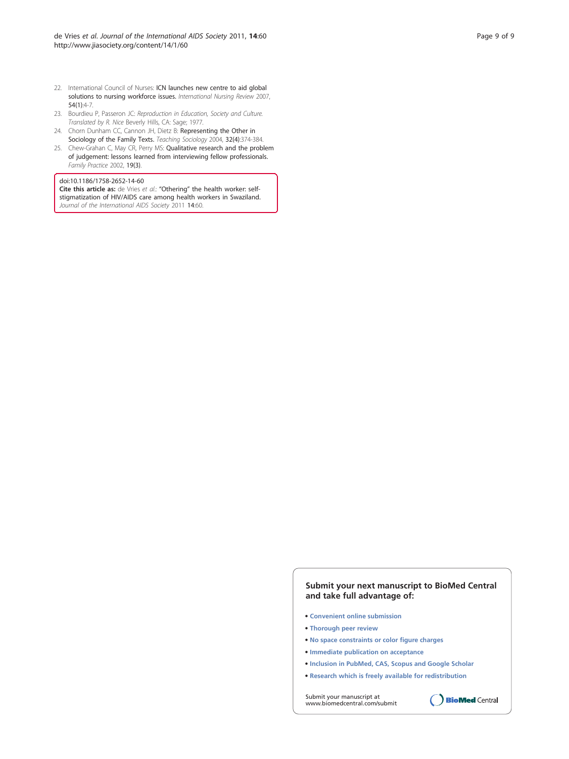22. International Council of Nurses: **ICN launches new centre to aid global solutions to nursing workforce issues.** *International Nursing Review* 2007, **54(1)**:4-7.
23. Bourdieu P, Passeron JC: *Reproduction in Education, Society and Culture. Translated by R. Nice* Beverly Hills, CA: Sage; 1977.
24. Chorn Dunham CC, Cannon JH, Dietz B: **Representing the Other in Sociology of the Family Texts.** *Teaching Sociology* 2004, **32(4)**:374-384.
25. Chew-Grahan C, May CR, Perry MS: **Qualitative research and the problem of judgement: lessons learned from interviewing fellow professionals.** *Family Practice* 2002, **19(3)**.

doi:10.1186/1758-2652-14-60

**Cite this article as:** de Vries *et al.*: "Othering" the health worker: self-stigmatization of HIV/AIDS care among health workers in Swaziland. *Journal of the International AIDS Society* 2011 **14**:60.

**Submit your next manuscript to BioMed Central and take full advantage of:**

- **Convenient online submission**
- **Thorough peer review**
- **No space constraints or color figure charges**
- **Immediate publication on acceptance**
- **Inclusion in PubMed, CAS, Scopus and Google Scholar**
- **Research which is freely available for redistribution**

Submit your manuscript at
www.biomedcentral.com/submit

BioMed Central